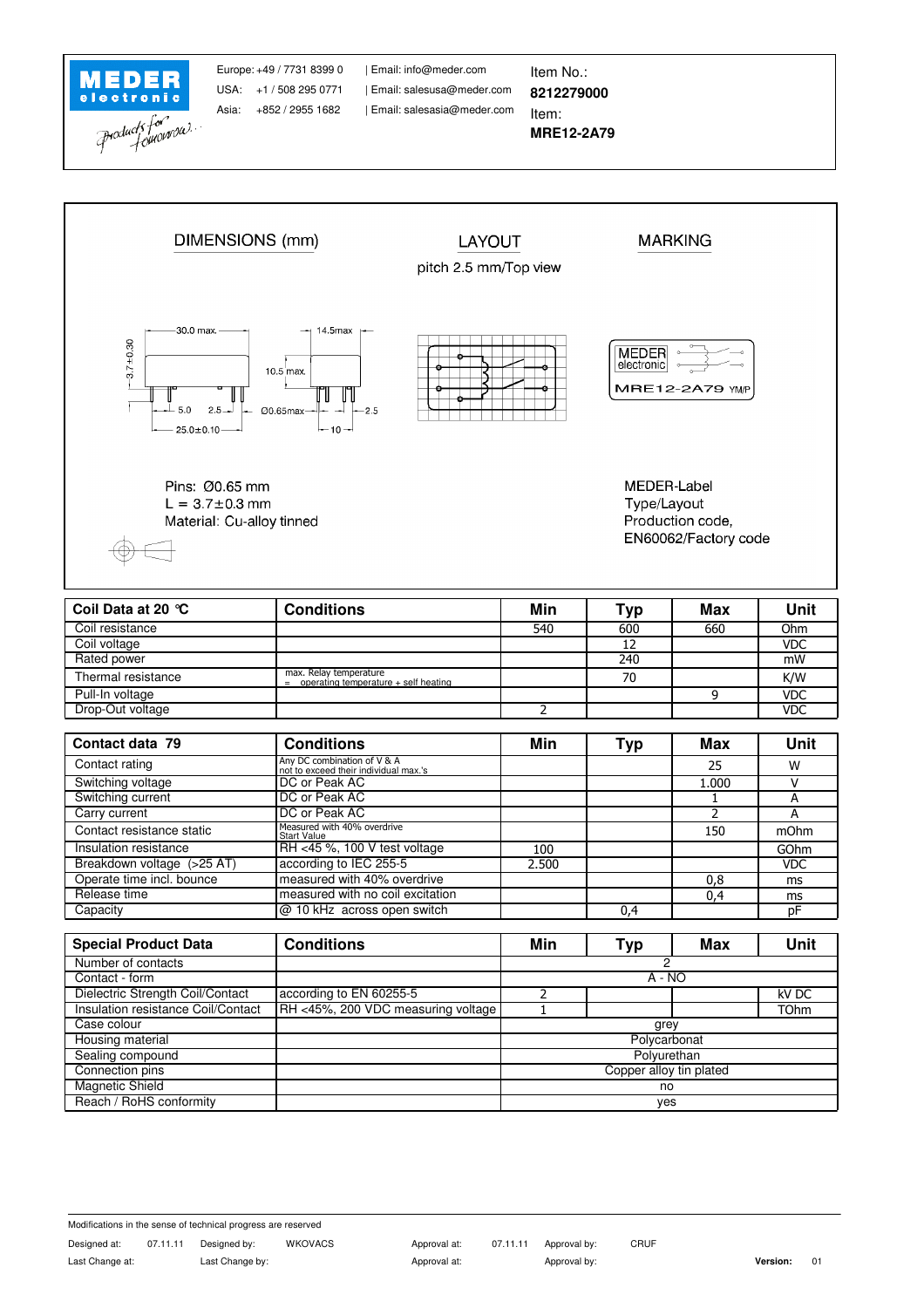MEDER electronic

Europe: +49 / 7731 8399 0 | Email: info@meder.com
USA: +1 / 508 295 0771 | Email: salesusa@meder.com
Asia: +852 / 2955 1682 | Email: salesasia@meder.com

Item No.:
**8212279000**
Item:
**MRE12-2A79**

## DIMENSIONS (mm)

30.0 max. 14.5max 3.7±0.30 10.5 max. 5.0 2.5 Ø0.65max 2.5 25.0±0.10 10

Pins: Ø0.65 mm
L = 3.7±0.3 mm
Material: Cu-alloy tinned

## LAYOUT

pitch 2.5 mm/Top view

## MARKING

MEDER electronic
MRE12-2A79 YM/P

MEDER-Label
Type/Layout
Production code,
EN60062/Factory code

| Coil Data at 20 °C | Conditions | Min | Typ | Max | Unit |
|---|---|---|---|---|---|
| Coil resistance | | 540 | 600 | 660 | Ohm |
| Coil voltage | | | 12 | | VDC |
| Rated power | | | 240 | | mW |
| Thermal resistance | max. Relay temperature = operating temperature + self heating | | 70 | | K/W |
| Pull-In voltage | | | | 9 | VDC |
| Drop-Out voltage | | 2 | | | VDC |

| Contact data 79 | Conditions | Min | Typ | Max | Unit |
|---|---|---|---|---|---|
| Contact rating | Any DC combination of V & A not to exceed their individual max.'s | | | 25 | W |
| Switching voltage | DC or Peak AC | | | 1.000 | V |
| Switching current | DC or Peak AC | | | 1 | A |
| Carry current | DC or Peak AC | | | 2 | A |
| Contact resistance static | Measured with 40% overdrive Start Value | | | 150 | mOhm |
| Insulation resistance | RH <45 %, 100 V test voltage | 100 | | | GOhm |
| Breakdown voltage (>25 AT) | according to IEC 255-5 | 2.500 | | | VDC |
| Operate time incl. bounce | measured with 40% overdrive | | | 0,8 | ms |
| Release time | measured with no coil excitation | | | 0,4 | ms |
| Capacity | @ 10 kHz across open switch | | 0,4 | | pF |

| Special Product Data | Conditions | Min | Typ | Max | Unit |
|---|---|---|---|---|---|
| Number of contacts | | | 2 | | |
| Contact - form | | | A - NO | | |
| Dielectric Strength Coil/Contact | according to EN 60255-5 | 2 | | | kV DC |
| Insulation resistance Coil/Contact | RH <45%, 200 VDC measuring voltage | 1 | | | TOhm |
| Case colour | | | grey | | |
| Housing material | | | Polycarbonat | | |
| Sealing compound | | | Polyurethan | | |
| Connection pins | | | Copper alloy tin plated | | |
| Magnetic Shield | | | no | | |
| Reach / RoHS conformity | | | yes | | |

Modifications in the sense of technical progress are reserved

Designed at: 07.11.11 Designed by: WKOVACS Approval at: 07.11.11 Approval by: CRUF
Last Change at: Last Change by: Approval at: Approval by: **Version:** 01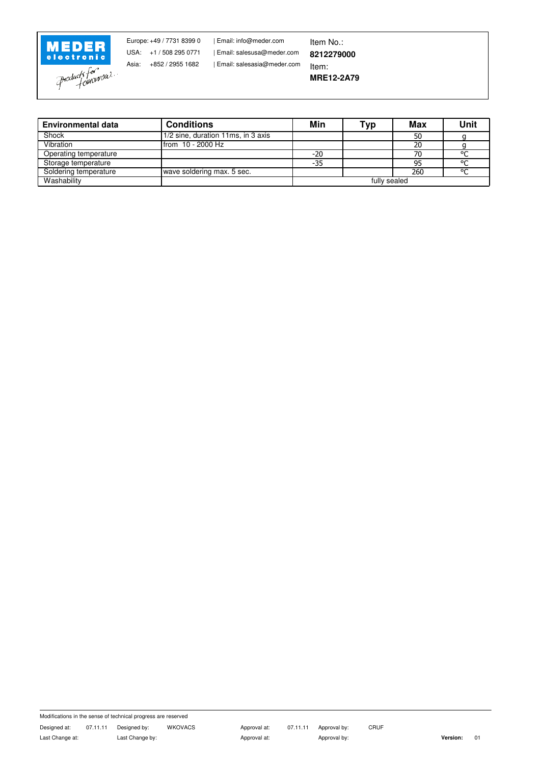| Environmental data | Conditions | Min | Typ | Max | Unit |
| --- | --- | --- | --- | --- | --- |
| Shock | 1/2 sine, duration 11ms, in 3 axis | | | 50 | g |
| Vibration | from 10 - 2000 Hz | | | 20 | g |
| Operating temperature | | -20 | | 70 | °C |
| Storage temperature | | -35 | | 95 | °C |
| Soldering temperature | wave soldering max. 5 sec. | | | 260 | °C |
| Washability | | fully sealed | | | |